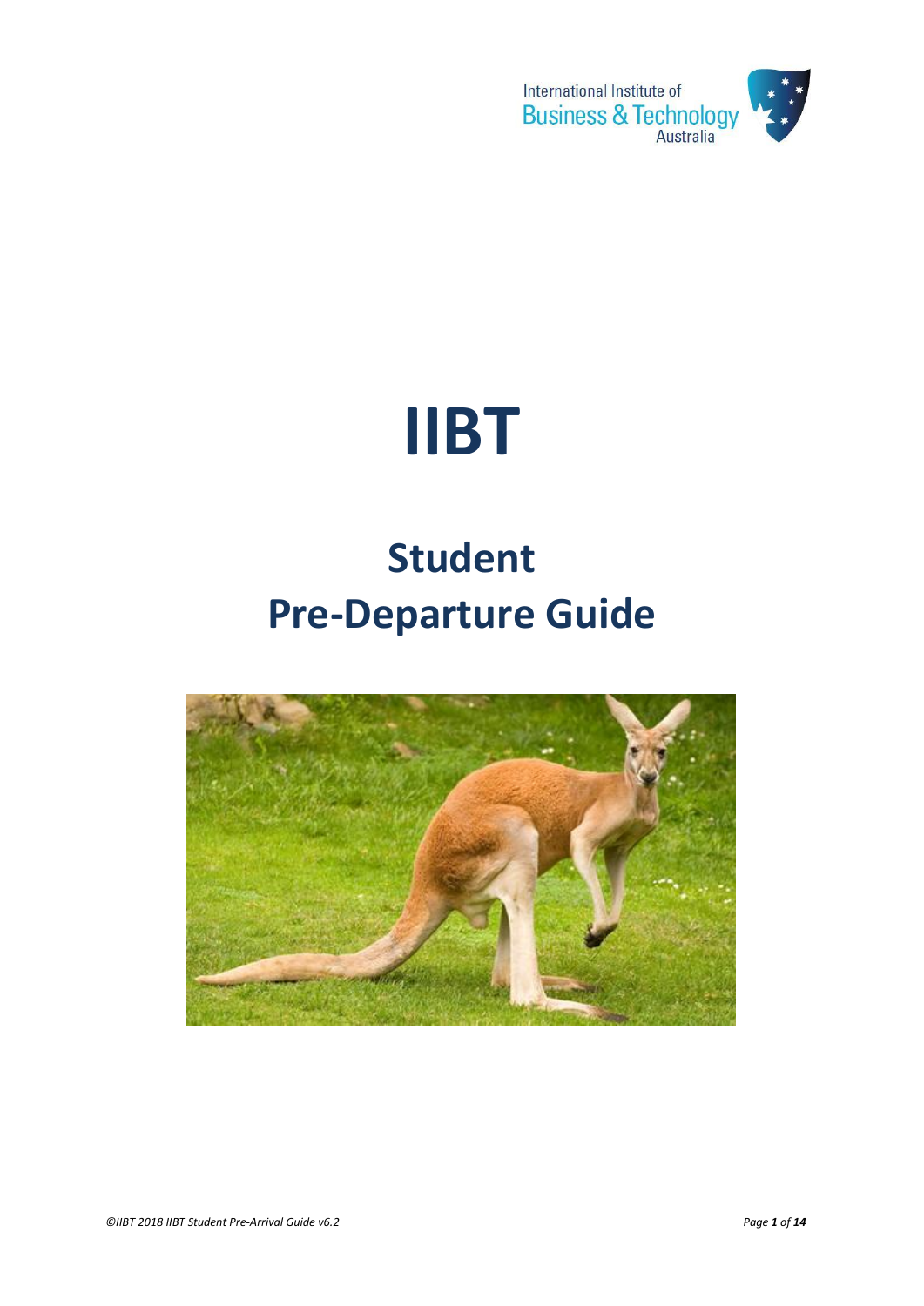International Institute of Business & Technology Australia

# IIBT

## Student Pre-Departure Guide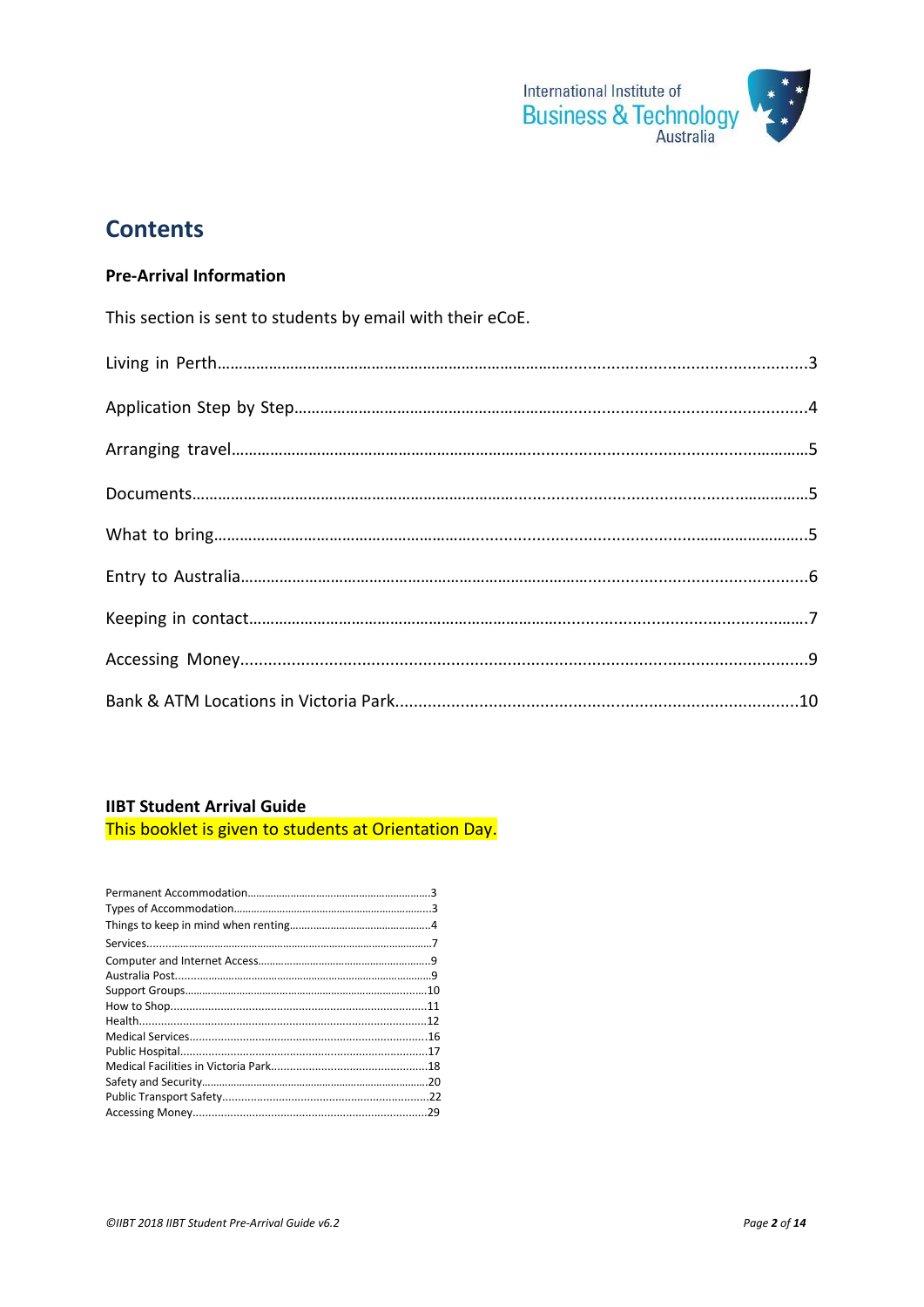# Contents

**Pre-Arrival Information**

This section is sent to students by email with their eCoE.

Living in Perth……………………………………………………………………………………………………………3

Application Step by Step………………………………………………………………………………………………4

Arranging travel……………………………………………………………………………………………………………5

Documents……………………………………………………………………………………………………………………5

What to bring………………………………………………………………………………………………………………5

Entry to Australia…………………………………………………………………………………………………………6

Keeping in contact………………………………………………………………………………………………………7

Accessing Money……………………………………………………………………………………………………………9

Bank & ATM Locations in Victoria Park………………………………………………………………………10

**IIBT Student Arrival Guide**

This booklet is given to students at Orientation Day.

Permanent Accommodation……………………………………………………3
Types of Accommodation………………………………………………………3
Things to keep in mind when renting………………………………………4
Services……………………………………………………………………………………7
Computer and Internet Access…………………………………………………9
Australia Post……………………………………………………………………………9
Support Groups…………………………………………………………………………10
How to Shop……………………………………………………………………………11
Health………………………………………………………………………………………12
Medical Services………………………………………………………………………16
Public Hospital…………………………………………………………………………17
Medical Facilities in Victoria Park…………………………………………18
Safety and Security…………………………………………………………………20
Public Transport Safety……………………………………………………………22
Accessing Money………………………………………………………………………29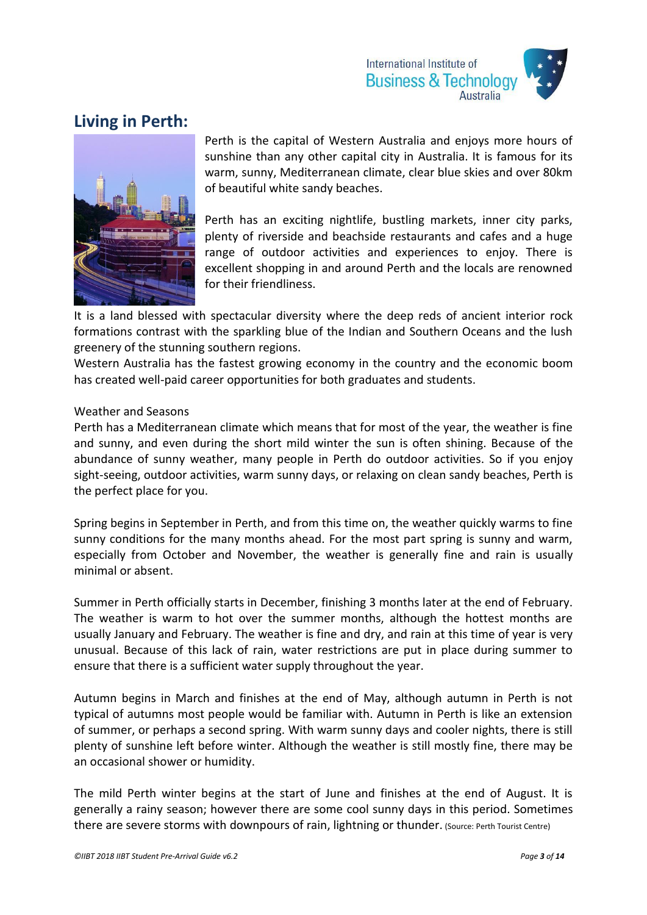## Living in Perth:

Perth is the capital of Western Australia and enjoys more hours of sunshine than any other capital city in Australia. It is famous for its warm, sunny, Mediterranean climate, clear blue skies and over 80km of beautiful white sandy beaches.

Perth has an exciting nightlife, bustling markets, inner city parks, plenty of riverside and beachside restaurants and cafes and a huge range of outdoor activities and experiences to enjoy. There is excellent shopping in and around Perth and the locals are renowned for their friendliness.

It is a land blessed with spectacular diversity where the deep reds of ancient interior rock formations contrast with the sparkling blue of the Indian and Southern Oceans and the lush greenery of the stunning southern regions.
Western Australia has the fastest growing economy in the country and the economic boom has created well-paid career opportunities for both graduates and students.

Weather and Seasons
Perth has a Mediterranean climate which means that for most of the year, the weather is fine and sunny, and even during the short mild winter the sun is often shining. Because of the abundance of sunny weather, many people in Perth do outdoor activities. So if you enjoy sight-seeing, outdoor activities, warm sunny days, or relaxing on clean sandy beaches, Perth is the perfect place for you.

Spring begins in September in Perth, and from this time on, the weather quickly warms to fine sunny conditions for the many months ahead. For the most part spring is sunny and warm, especially from October and November, the weather is generally fine and rain is usually minimal or absent.

Summer in Perth officially starts in December, finishing 3 months later at the end of February. The weather is warm to hot over the summer months, although the hottest months are usually January and February. The weather is fine and dry, and rain at this time of year is very unusual. Because of this lack of rain, water restrictions are put in place during summer to ensure that there is a sufficient water supply throughout the year.

Autumn begins in March and finishes at the end of May, although autumn in Perth is not typical of autumns most people would be familiar with. Autumn in Perth is like an extension of summer, or perhaps a second spring. With warm sunny days and cooler nights, there is still plenty of sunshine left before winter. Although the weather is still mostly fine, there may be an occasional shower or humidity.

The mild Perth winter begins at the start of June and finishes at the end of August. It is generally a rainy season; however there are some cool sunny days in this period. Sometimes there are severe storms with downpours of rain, lightning or thunder. (Source: Perth Tourist Centre)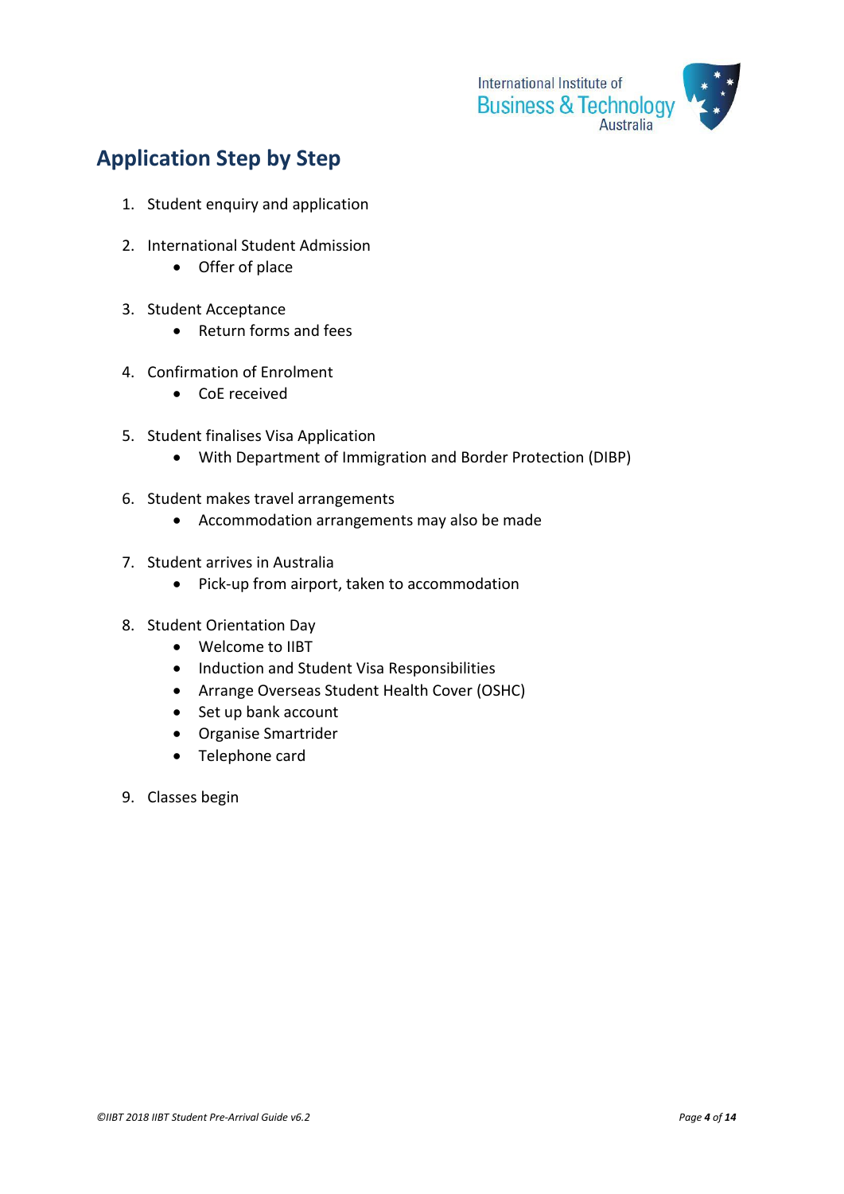## Application Step by Step

1. Student enquiry and application

2. International Student Admission
    - Offer of place

3. Student Acceptance
    - Return forms and fees

4. Confirmation of Enrolment
    - CoE received

5. Student finalises Visa Application
    - With Department of Immigration and Border Protection (DIBP)

6. Student makes travel arrangements
    - Accommodation arrangements may also be made

7. Student arrives in Australia
    - Pick-up from airport, taken to accommodation

8. Student Orientation Day
    - Welcome to IIBT
    - Induction and Student Visa Responsibilities
    - Arrange Overseas Student Health Cover (OSHC)
    - Set up bank account
    - Organise Smartrider
    - Telephone card

9. Classes begin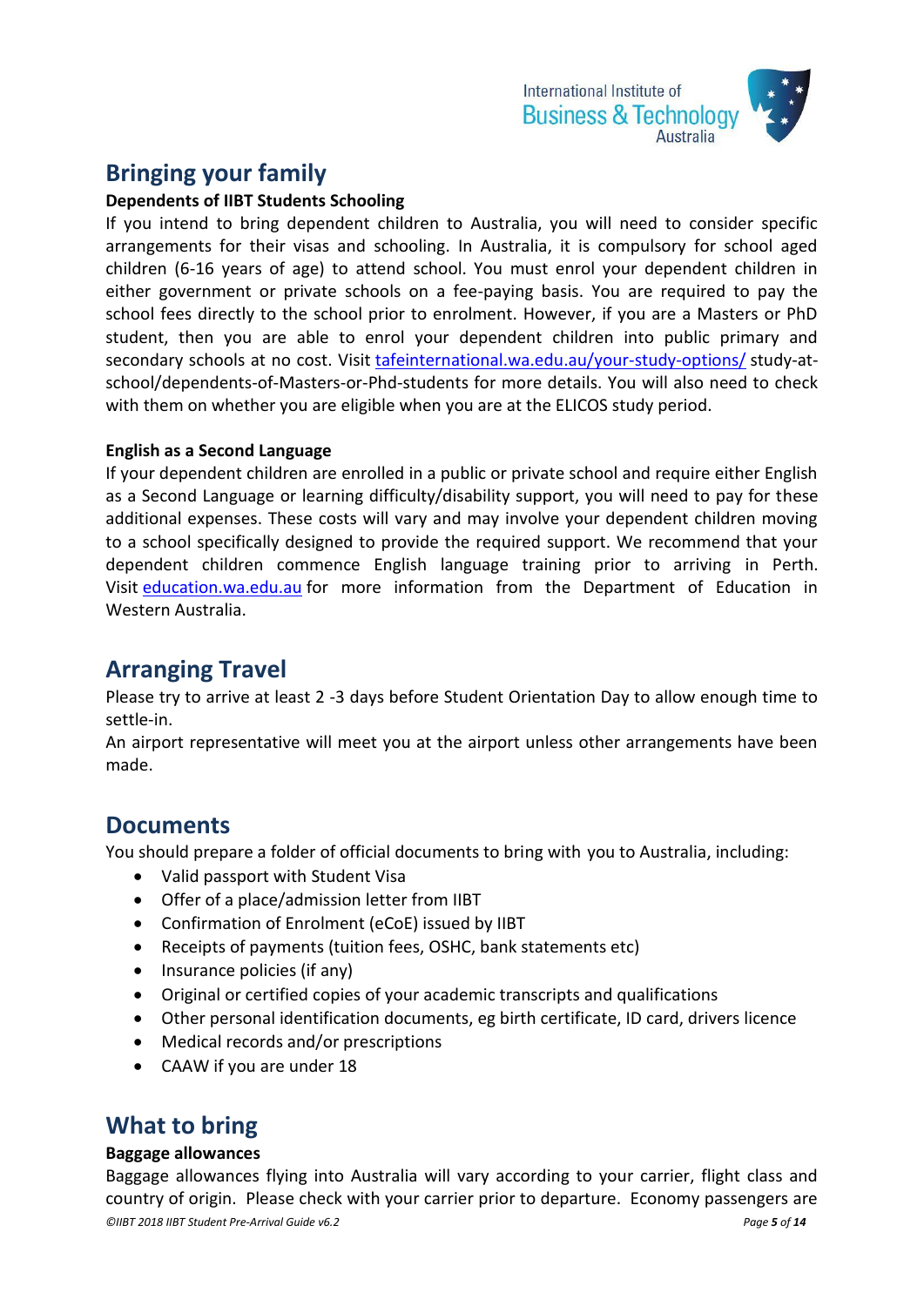## Bringing your family

**Dependents of IIBT Students Schooling**

If you intend to bring dependent children to Australia, you will need to consider specific arrangements for their visas and schooling. In Australia, it is compulsory for school aged children (6-16 years of age) to attend school. You must enrol your dependent children in either government or private schools on a fee-paying basis. You are required to pay the school fees directly to the school prior to enrolment. However, if you are a Masters or PhD student, then you are able to enrol your dependent children into public primary and secondary schools at no cost. Visit tafeinternational.wa.edu.au/your-study-options/ study-at-school/dependents-of-Masters-or-Phd-students for more details. You will also need to check with them on whether you are eligible when you are at the ELICOS study period.

**English as a Second Language**

If your dependent children are enrolled in a public or private school and require either English as a Second Language or learning difficulty/disability support, you will need to pay for these additional expenses. These costs will vary and may involve your dependent children moving to a school specifically designed to provide the required support. We recommend that your dependent children commence English language training prior to arriving in Perth. Visit education.wa.edu.au for more information from the Department of Education in Western Australia.

## Arranging Travel

Please try to arrive at least 2 -3 days before Student Orientation Day to allow enough time to settle-in.

An airport representative will meet you at the airport unless other arrangements have been made.

## Documents

You should prepare a folder of official documents to bring with you to Australia, including:

- Valid passport with Student Visa
- Offer of a place/admission letter from IIBT
- Confirmation of Enrolment (eCoE) issued by IIBT
- Receipts of payments (tuition fees, OSHC, bank statements etc)
- Insurance policies (if any)
- Original or certified copies of your academic transcripts and qualifications
- Other personal identification documents, eg birth certificate, ID card, drivers licence
- Medical records and/or prescriptions
- CAAW if you are under 18

## What to bring

**Baggage allowances**

Baggage allowances flying into Australia will vary according to your carrier, flight class and country of origin. Please check with your carrier prior to departure. Economy passengers are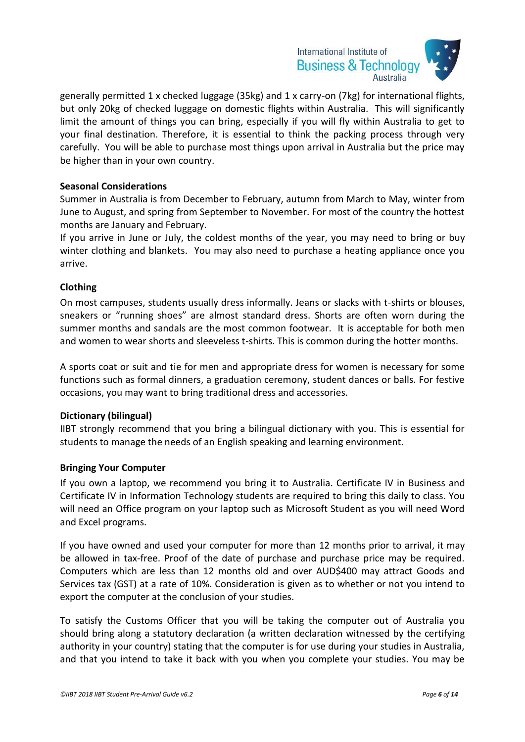generally permitted 1 x checked luggage (35kg) and 1 x carry-on (7kg) for international flights, but only 20kg of checked luggage on domestic flights within Australia. This will significantly limit the amount of things you can bring, especially if you will fly within Australia to get to your final destination. Therefore, it is essential to think the packing process through very carefully. You will be able to purchase most things upon arrival in Australia but the price may be higher than in your own country.

**Seasonal Considerations**

Summer in Australia is from December to February, autumn from March to May, winter from June to August, and spring from September to November. For most of the country the hottest months are January and February.

If you arrive in June or July, the coldest months of the year, you may need to bring or buy winter clothing and blankets. You may also need to purchase a heating appliance once you arrive.

**Clothing**

On most campuses, students usually dress informally. Jeans or slacks with t-shirts or blouses, sneakers or "running shoes" are almost standard dress. Shorts are often worn during the summer months and sandals are the most common footwear. It is acceptable for both men and women to wear shorts and sleeveless t-shirts. This is common during the hotter months.

A sports coat or suit and tie for men and appropriate dress for women is necessary for some functions such as formal dinners, a graduation ceremony, student dances or balls. For festive occasions, you may want to bring traditional dress and accessories.

**Dictionary (bilingual)**

IIBT strongly recommend that you bring a bilingual dictionary with you. This is essential for students to manage the needs of an English speaking and learning environment.

**Bringing Your Computer**

If you own a laptop, we recommend you bring it to Australia. Certificate IV in Business and Certificate IV in Information Technology students are required to bring this daily to class. You will need an Office program on your laptop such as Microsoft Student as you will need Word and Excel programs.

If you have owned and used your computer for more than 12 months prior to arrival, it may be allowed in tax-free. Proof of the date of purchase and purchase price may be required. Computers which are less than 12 months old and over AUD$400 may attract Goods and Services tax (GST) at a rate of 10%. Consideration is given as to whether or not you intend to export the computer at the conclusion of your studies.

To satisfy the Customs Officer that you will be taking the computer out of Australia you should bring along a statutory declaration (a written declaration witnessed by the certifying authority in your country) stating that the computer is for use during your studies in Australia, and that you intend to take it back with you when you complete your studies. You may be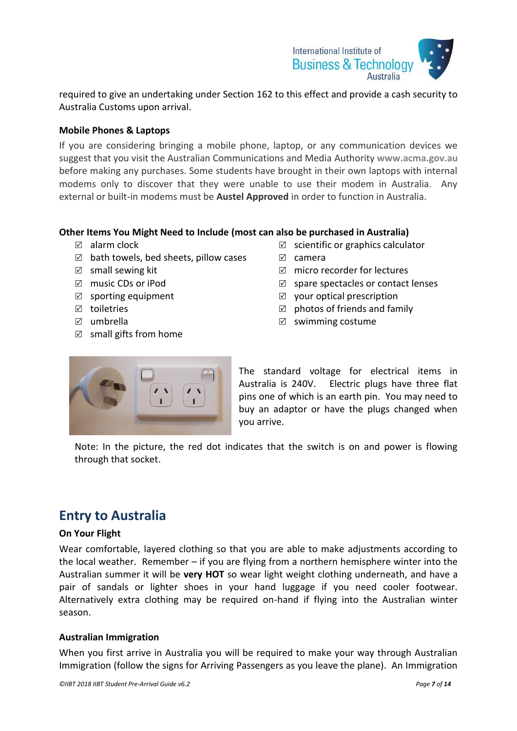required to give an undertaking under Section 162 to this effect and provide a cash security to Australia Customs upon arrival.

**Mobile Phones & Laptops**

If you are considering bringing a mobile phone, laptop, or any communication devices we suggest that you visit the Australian Communications and Media Authority **www.acma.gov.au** before making any purchases. Some students have brought in their own laptops with internal modems only to discover that they were unable to use their modem in Australia. Any external or built-in modems must be **Austel Approved** in order to function in Australia.

**Other Items You Might Need to Include (most can also be purchased in Australia)**

- ☑ alarm clock
- ☑ bath towels, bed sheets, pillow cases
- ☑ small sewing kit
- ☑ music CDs or iPod
- ☑ sporting equipment
- ☑ toiletries
- ☑ umbrella
- ☑ small gifts from home
- ☑ scientific or graphics calculator
- ☑ camera
- ☑ micro recorder for lectures
- ☑ spare spectacles or contact lenses
- ☑ your optical prescription
- ☑ photos of friends and family
- ☑ swimming costume

The standard voltage for electrical items in Australia is 240V. Electric plugs have three flat pins one of which is an earth pin. You may need to buy an adaptor or have the plugs changed when you arrive.

Note: In the picture, the red dot indicates that the switch is on and power is flowing through that socket.

## Entry to Australia

**On Your Flight**

Wear comfortable, layered clothing so that you are able to make adjustments according to the local weather. Remember – if you are flying from a northern hemisphere winter into the Australian summer it will be **very HOT** so wear light weight clothing underneath, and have a pair of sandals or lighter shoes in your hand luggage if you need cooler footwear. Alternatively extra clothing may be required on-hand if flying into the Australian winter season.

**Australian Immigration**

When you first arrive in Australia you will be required to make your way through Australian Immigration (follow the signs for Arriving Passengers as you leave the plane). An Immigration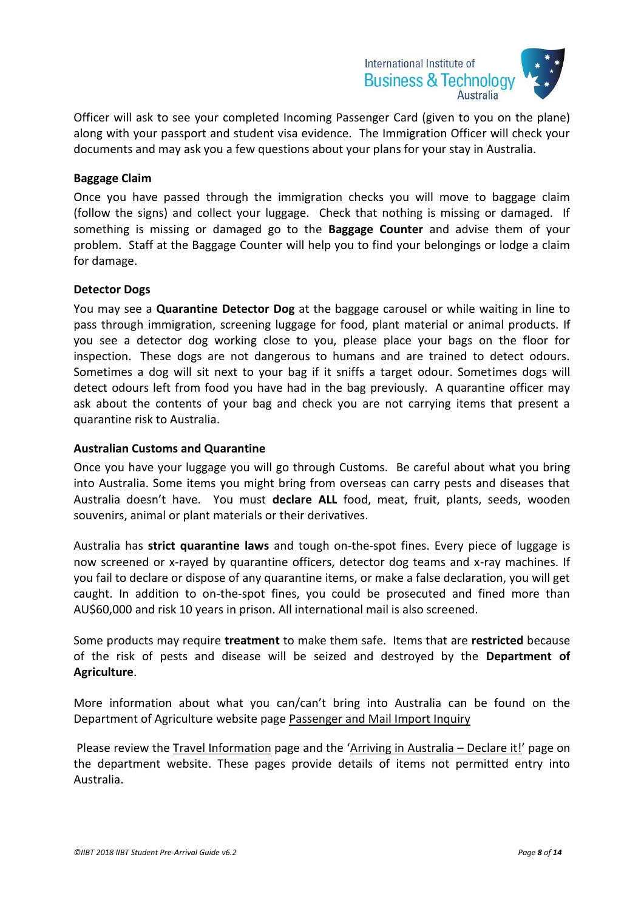Officer will ask to see your completed Incoming Passenger Card (given to you on the plane) along with your passport and student visa evidence. The Immigration Officer will check your documents and may ask you a few questions about your plans for your stay in Australia.

**Baggage Claim**

Once you have passed through the immigration checks you will move to baggage claim (follow the signs) and collect your luggage. Check that nothing is missing or damaged. If something is missing or damaged go to the **Baggage Counter** and advise them of your problem. Staff at the Baggage Counter will help you to find your belongings or lodge a claim for damage.

**Detector Dogs**

You may see a **Quarantine Detector Dog** at the baggage carousel or while waiting in line to pass through immigration, screening luggage for food, plant material or animal products. If you see a detector dog working close to you, please place your bags on the floor for inspection. These dogs are not dangerous to humans and are trained to detect odours. Sometimes a dog will sit next to your bag if it sniffs a target odour. Sometimes dogs will detect odours left from food you have had in the bag previously. A quarantine officer may ask about the contents of your bag and check you are not carrying items that present a quarantine risk to Australia.

**Australian Customs and Quarantine**

Once you have your luggage you will go through Customs. Be careful about what you bring into Australia. Some items you might bring from overseas can carry pests and diseases that Australia doesn't have. You must **declare ALL** food, meat, fruit, plants, seeds, wooden souvenirs, animal or plant materials or their derivatives.

Australia has **strict quarantine laws** and tough on-the-spot fines. Every piece of luggage is now screened or x-rayed by quarantine officers, detector dog teams and x-ray machines. If you fail to declare or dispose of any quarantine items, or make a false declaration, you will get caught. In addition to on-the-spot fines, you could be prosecuted and fined more than AU$60,000 and risk 10 years in prison. All international mail is also screened.

Some products may require **treatment** to make them safe. Items that are **restricted** because of the risk of pests and disease will be seized and destroyed by the **Department of Agriculture**.

More information about what you can/can't bring into Australia can be found on the Department of Agriculture website page Passenger and Mail Import Inquiry

Please review the Travel Information page and the 'Arriving in Australia – Declare it!' page on the department website. These pages provide details of items not permitted entry into Australia.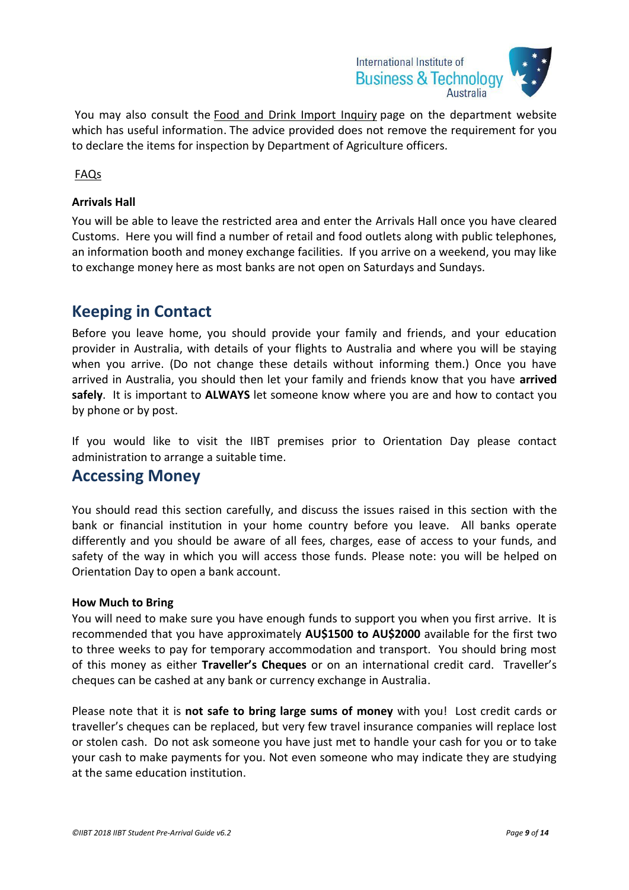You may also consult the Food and Drink Import Inquiry page on the department website which has useful information. The advice provided does not remove the requirement for you to declare the items for inspection by Department of Agriculture officers.

FAQs

**Arrivals Hall**

You will be able to leave the restricted area and enter the Arrivals Hall once you have cleared Customs. Here you will find a number of retail and food outlets along with public telephones, an information booth and money exchange facilities. If you arrive on a weekend, you may like to exchange money here as most banks are not open on Saturdays and Sundays.

## Keeping in Contact

Before you leave home, you should provide your family and friends, and your education provider in Australia, with details of your flights to Australia and where you will be staying when you arrive. (Do not change these details without informing them.) Once you have arrived in Australia, you should then let your family and friends know that you have **arrived safely**. It is important to **ALWAYS** let someone know where you are and how to contact you by phone or by post.

If you would like to visit the IIBT premises prior to Orientation Day please contact administration to arrange a suitable time.

## Accessing Money

You should read this section carefully, and discuss the issues raised in this section with the bank or financial institution in your home country before you leave. All banks operate differently and you should be aware of all fees, charges, ease of access to your funds, and safety of the way in which you will access those funds. Please note: you will be helped on Orientation Day to open a bank account.

**How Much to Bring**

You will need to make sure you have enough funds to support you when you first arrive. It is recommended that you have approximately **AU$1500 to AU$2000** available for the first two to three weeks to pay for temporary accommodation and transport. You should bring most of this money as either **Traveller's Cheques** or on an international credit card. Traveller's cheques can be cashed at any bank or currency exchange in Australia.

Please note that it is **not safe to bring large sums of money** with you! Lost credit cards or traveller's cheques can be replaced, but very few travel insurance companies will replace lost or stolen cash. Do not ask someone you have just met to handle your cash for you or to take your cash to make payments for you. Not even someone who may indicate they are studying at the same education institution.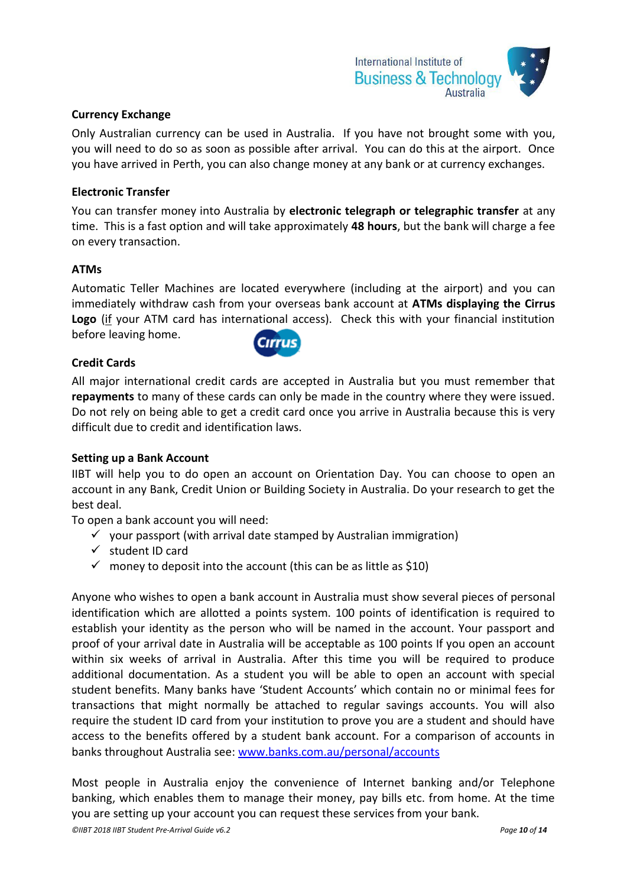### Currency Exchange

Only Australian currency can be used in Australia. If you have not brought some with you, you will need to do so as soon as possible after arrival. You can do this at the airport. Once you have arrived in Perth, you can also change money at any bank or at currency exchanges.

### Electronic Transfer

You can transfer money into Australia by **electronic telegraph or telegraphic transfer** at any time. This is a fast option and will take approximately **48 hours**, but the bank will charge a fee on every transaction.

### ATMs

Automatic Teller Machines are located everywhere (including at the airport) and you can immediately withdraw cash from your overseas bank account at **ATMs displaying the Cirrus Logo** (if your ATM card has international access). Check this with your financial institution before leaving home.

### Credit Cards

All major international credit cards are accepted in Australia but you must remember that **repayments** to many of these cards can only be made in the country where they were issued. Do not rely on being able to get a credit card once you arrive in Australia because this is very difficult due to credit and identification laws.

### Setting up a Bank Account

IIBT will help you to do open an account on Orientation Day. You can choose to open an account in any Bank, Credit Union or Building Society in Australia. Do your research to get the best deal.

To open a bank account you will need:

- ✓ your passport (with arrival date stamped by Australian immigration)
- ✓ student ID card
- ✓ money to deposit into the account (this can be as little as $10)

Anyone who wishes to open a bank account in Australia must show several pieces of personal identification which are allotted a points system. 100 points of identification is required to establish your identity as the person who will be named in the account. Your passport and proof of your arrival date in Australia will be acceptable as 100 points If you open an account within six weeks of arrival in Australia. After this time you will be required to produce additional documentation. As a student you will be able to open an account with special student benefits. Many banks have 'Student Accounts' which contain no or minimal fees for transactions that might normally be attached to regular savings accounts. You will also require the student ID card from your institution to prove you are a student and should have access to the benefits offered by a student bank account. For a comparison of accounts in banks throughout Australia see: [www.banks.com.au/personal/accounts](http://www.banks.com.au/personal/accounts)

Most people in Australia enjoy the convenience of Internet banking and/or Telephone banking, which enables them to manage their money, pay bills etc. from home. At the time you are setting up your account you can request these services from your bank.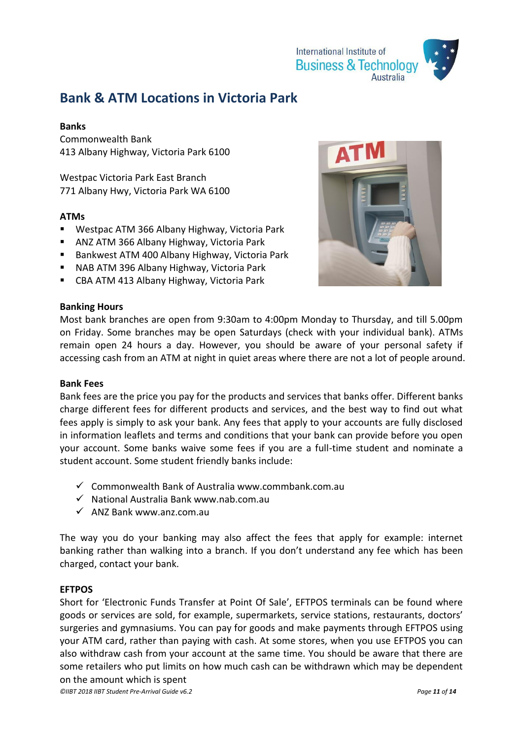# Bank & ATM Locations in Victoria Park

**Banks**

Commonwealth Bank
413 Albany Highway, Victoria Park 6100

Westpac Victoria Park East Branch
771 Albany Hwy, Victoria Park WA 6100

**ATMs**

- Westpac ATM 366 Albany Highway, Victoria Park
- ANZ ATM 366 Albany Highway, Victoria Park
- Bankwest ATM 400 Albany Highway, Victoria Park
- NAB ATM 396 Albany Highway, Victoria Park
- CBA ATM 413 Albany Highway, Victoria Park

**Banking Hours**

Most bank branches are open from 9:30am to 4:00pm Monday to Thursday, and till 5.00pm on Friday. Some branches may be open Saturdays (check with your individual bank). ATMs remain open 24 hours a day. However, you should be aware of your personal safety if accessing cash from an ATM at night in quiet areas where there are not a lot of people around.

**Bank Fees**

Bank fees are the price you pay for the products and services that banks offer. Different banks charge different fees for different products and services, and the best way to find out what fees apply is simply to ask your bank. Any fees that apply to your accounts are fully disclosed in information leaflets and terms and conditions that your bank can provide before you open your account. Some banks waive some fees if you are a full-time student and nominate a student account. Some student friendly banks include:

- ✓ Commonwealth Bank of Australia www.commbank.com.au
- ✓ National Australia Bank www.nab.com.au
- ✓ ANZ Bank www.anz.com.au

The way you do your banking may also affect the fees that apply for example: internet banking rather than walking into a branch. If you don't understand any fee which has been charged, contact your bank.

**EFTPOS**

Short for 'Electronic Funds Transfer at Point Of Sale', EFTPOS terminals can be found where goods or services are sold, for example, supermarkets, service stations, restaurants, doctors' surgeries and gymnasiums. You can pay for goods and make payments through EFTPOS using your ATM card, rather than paying with cash. At some stores, when you use EFTPOS you can also withdraw cash from your account at the same time. You should be aware that there are some retailers who put limits on how much cash can be withdrawn which may be dependent on the amount which is spent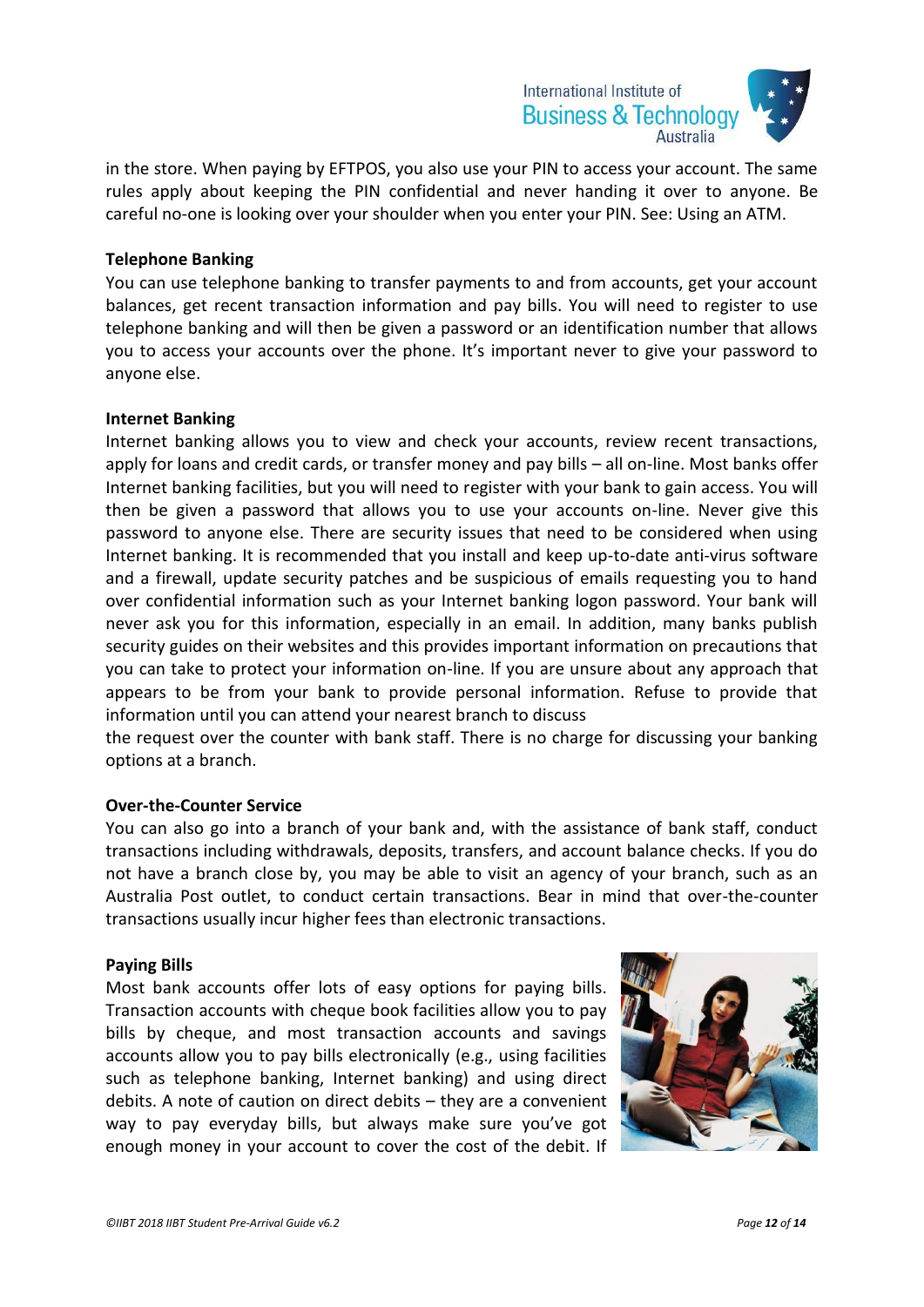in the store. When paying by EFTPOS, you also use your PIN to access your account. The same rules apply about keeping the PIN confidential and never handing it over to anyone. Be careful no-one is looking over your shoulder when you enter your PIN. See: Using an ATM.

**Telephone Banking**

You can use telephone banking to transfer payments to and from accounts, get your account balances, get recent transaction information and pay bills. You will need to register to use telephone banking and will then be given a password or an identification number that allows you to access your accounts over the phone. It's important never to give your password to anyone else.

**Internet Banking**

Internet banking allows you to view and check your accounts, review recent transactions, apply for loans and credit cards, or transfer money and pay bills – all on-line. Most banks offer Internet banking facilities, but you will need to register with your bank to gain access. You will then be given a password that allows you to use your accounts on-line. Never give this password to anyone else. There are security issues that need to be considered when using Internet banking. It is recommended that you install and keep up-to-date anti-virus software and a firewall, update security patches and be suspicious of emails requesting you to hand over confidential information such as your Internet banking logon password. Your bank will never ask you for this information, especially in an email. In addition, many banks publish security guides on their websites and this provides important information on precautions that you can take to protect your information on-line. If you are unsure about any approach that appears to be from your bank to provide personal information. Refuse to provide that information until you can attend your nearest branch to discuss the request over the counter with bank staff. There is no charge for discussing your banking options at a branch.

**Over-the-Counter Service**

You can also go into a branch of your bank and, with the assistance of bank staff, conduct transactions including withdrawals, deposits, transfers, and account balance checks. If you do not have a branch close by, you may be able to visit an agency of your branch, such as an Australia Post outlet, to conduct certain transactions. Bear in mind that over-the-counter transactions usually incur higher fees than electronic transactions.

**Paying Bills**

Most bank accounts offer lots of easy options for paying bills. Transaction accounts with cheque book facilities allow you to pay bills by cheque, and most transaction accounts and savings accounts allow you to pay bills electronically (e.g., using facilities such as telephone banking, Internet banking) and using direct debits. A note of caution on direct debits – they are a convenient way to pay everyday bills, but always make sure you've got enough money in your account to cover the cost of the debit. If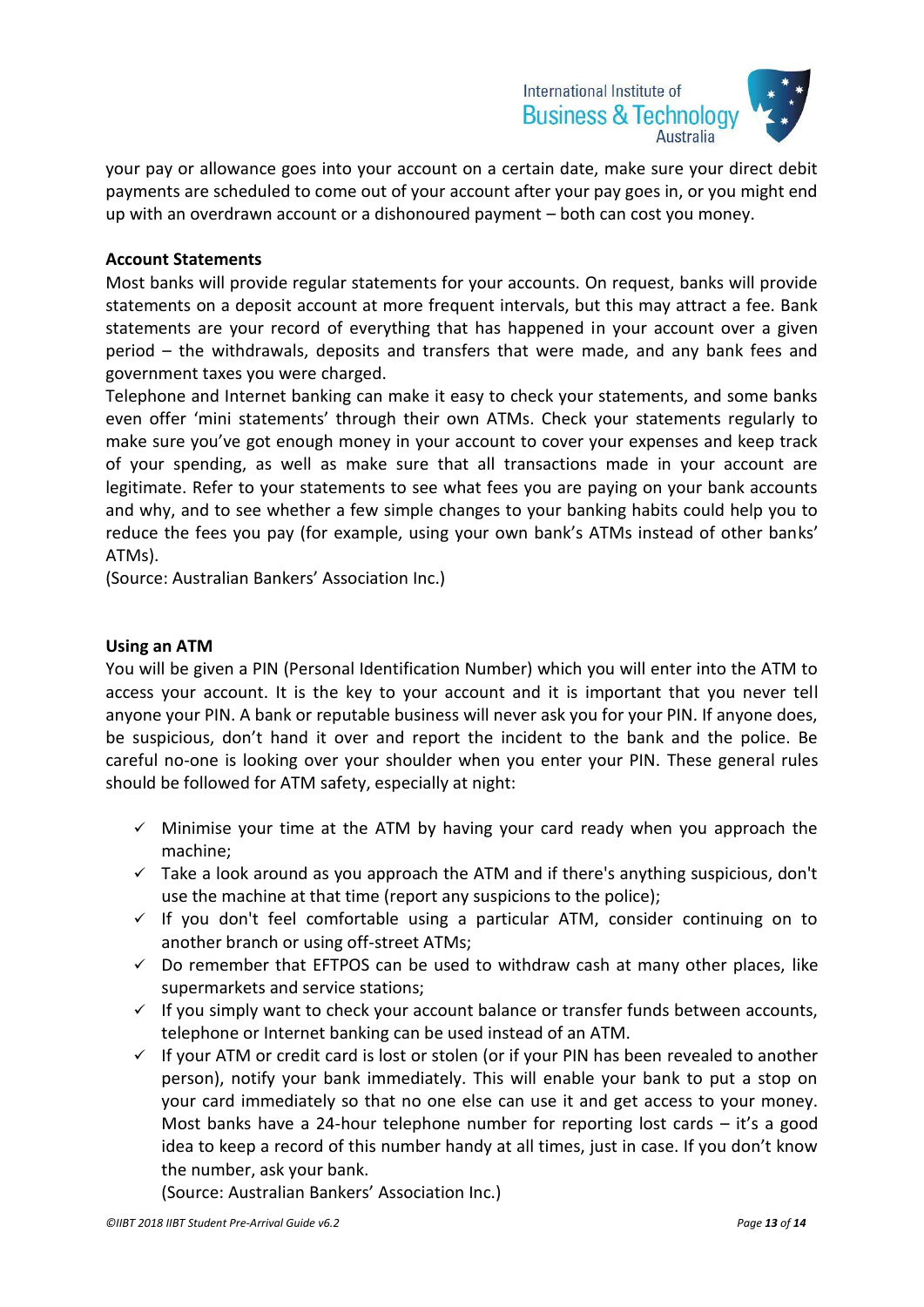your pay or allowance goes into your account on a certain date, make sure your direct debit payments are scheduled to come out of your account after your pay goes in, or you might end up with an overdrawn account or a dishonoured payment – both can cost you money.

**Account Statements**

Most banks will provide regular statements for your accounts. On request, banks will provide statements on a deposit account at more frequent intervals, but this may attract a fee. Bank statements are your record of everything that has happened in your account over a given period – the withdrawals, deposits and transfers that were made, and any bank fees and government taxes you were charged.

Telephone and Internet banking can make it easy to check your statements, and some banks even offer 'mini statements' through their own ATMs. Check your statements regularly to make sure you've got enough money in your account to cover your expenses and keep track of your spending, as well as make sure that all transactions made in your account are legitimate. Refer to your statements to see what fees you are paying on your bank accounts and why, and to see whether a few simple changes to your banking habits could help you to reduce the fees you pay (for example, using your own bank's ATMs instead of other banks' ATMs).

(Source: Australian Bankers' Association Inc.)

**Using an ATM**

You will be given a PIN (Personal Identification Number) which you will enter into the ATM to access your account. It is the key to your account and it is important that you never tell anyone your PIN. A bank or reputable business will never ask you for your PIN. If anyone does, be suspicious, don't hand it over and report the incident to the bank and the police. Be careful no-one is looking over your shoulder when you enter your PIN. These general rules should be followed for ATM safety, especially at night:

- ✓ Minimise your time at the ATM by having your card ready when you approach the machine;
- ✓ Take a look around as you approach the ATM and if there's anything suspicious, don't use the machine at that time (report any suspicions to the police);
- ✓ If you don't feel comfortable using a particular ATM, consider continuing on to another branch or using off-street ATMs;
- ✓ Do remember that EFTPOS can be used to withdraw cash at many other places, like supermarkets and service stations;
- ✓ If you simply want to check your account balance or transfer funds between accounts, telephone or Internet banking can be used instead of an ATM.
- ✓ If your ATM or credit card is lost or stolen (or if your PIN has been revealed to another person), notify your bank immediately. This will enable your bank to put a stop on your card immediately so that no one else can use it and get access to your money. Most banks have a 24-hour telephone number for reporting lost cards – it's a good idea to keep a record of this number handy at all times, just in case. If you don't know the number, ask your bank.

  (Source: Australian Bankers' Association Inc.)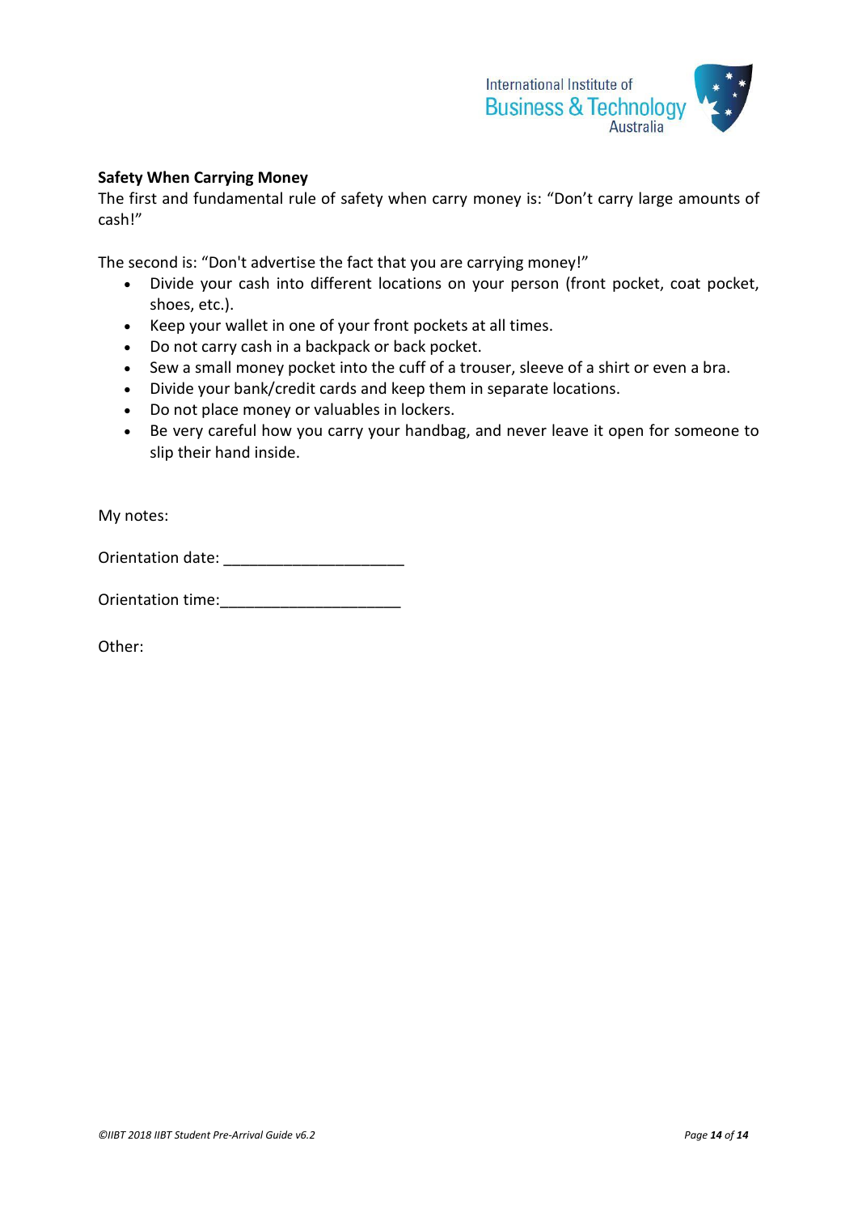**Safety When Carrying Money**

The first and fundamental rule of safety when carry money is: “Don’t carry large amounts of cash!”

The second is: “Don't advertise the fact that you are carrying money!”

- Divide your cash into different locations on your person (front pocket, coat pocket, shoes, etc.).
- Keep your wallet in one of your front pockets at all times.
- Do not carry cash in a backpack or back pocket.
- Sew a small money pocket into the cuff of a trouser, sleeve of a shirt or even a bra.
- Divide your bank/credit cards and keep them in separate locations.
- Do not place money or valuables in lockers.
- Be very careful how you carry your handbag, and never leave it open for someone to slip their hand inside.

My notes:

Orientation date: _____________________

Orientation time:_____________________

Other: